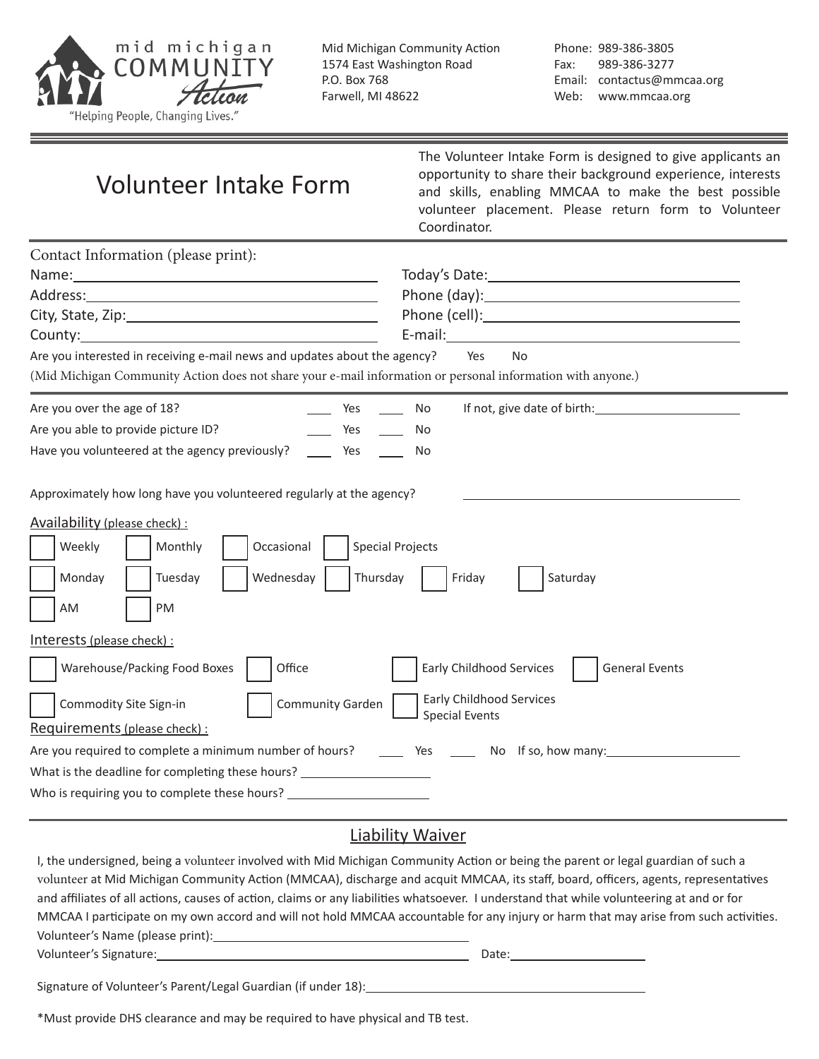mid michigan COMMUNITY Action

"Helping People, Changing Lives."

Mid Michigan Community Action
1574 East Washington Road
P.O. Box 768
Farwell, MI 48622

Phone: 989-386-3805
Fax: 989-386-3277
Email: contactus@mmcaa.org
Web: www.mmcaa.org

# Volunteer Intake Form

The Volunteer Intake Form is designed to give applicants an opportunity to share their background experience, interests and skills, enabling MMCAA to make the best possible volunteer placement. Please return form to Volunteer Coordinator.

Contact Information (please print):

Name: ____________________

Address: ____________________

City, State, Zip: ____________________

County: ____________________

Today's Date: ____________________

Phone (day): ____________________

Phone (cell): ____________________

E-mail: ____________________

Are you interested in receiving e-mail news and updates about the agency? Yes No

(Mid Michigan Community Action does not share your e-mail information or personal information with anyone.)

Are you over the age of 18? ___ Yes ___ No If not, give date of birth: ____________

Are you able to provide picture ID? ___ Yes ___ No

Have you volunteered at the agency previously? ___ Yes ___ No

Approximately how long have you volunteered regularly at the agency? ____________

Availability (please check) :

☐ Weekly ☐ Monthly ☐ Occasional ☐ Special Projects

☐ Monday ☐ Tuesday ☐ Wednesday ☐ Thursday ☐ Friday ☐ Saturday

☐ AM ☐ PM

Interests (please check) :

☐ Warehouse/Packing Food Boxes ☐ Office ☐ Early Childhood Services ☐ General Events

☐ Commodity Site Sign-in ☐ Community Garden ☐ Early Childhood Services Special Events

Requirements (please check) :

Are you required to complete a minimum number of hours? ___ Yes ___ No If so, how many: ____________

What is the deadline for completing these hours? ____________

Who is requiring you to complete these hours? ____________

## Liability Waiver

I, the undersigned, being a volunteer involved with Mid Michigan Community Action or being the parent or legal guardian of such a volunteer at Mid Michigan Community Action (MMCAA), discharge and acquit MMCAA, its staff, board, officers, agents, representatives and affiliates of all actions, causes of action, claims or any liabilities whatsoever. I understand that while volunteering at and or for MMCAA I participate on my own accord and will not hold MMCAA accountable for any injury or harm that may arise from such activities.

Volunteer's Name (please print): ____________________

Volunteer's Signature: ____________________ Date: ____________

Signature of Volunteer's Parent/Legal Guardian (if under 18): ____________________

*Must provide DHS clearance and may be required to have physical and TB test.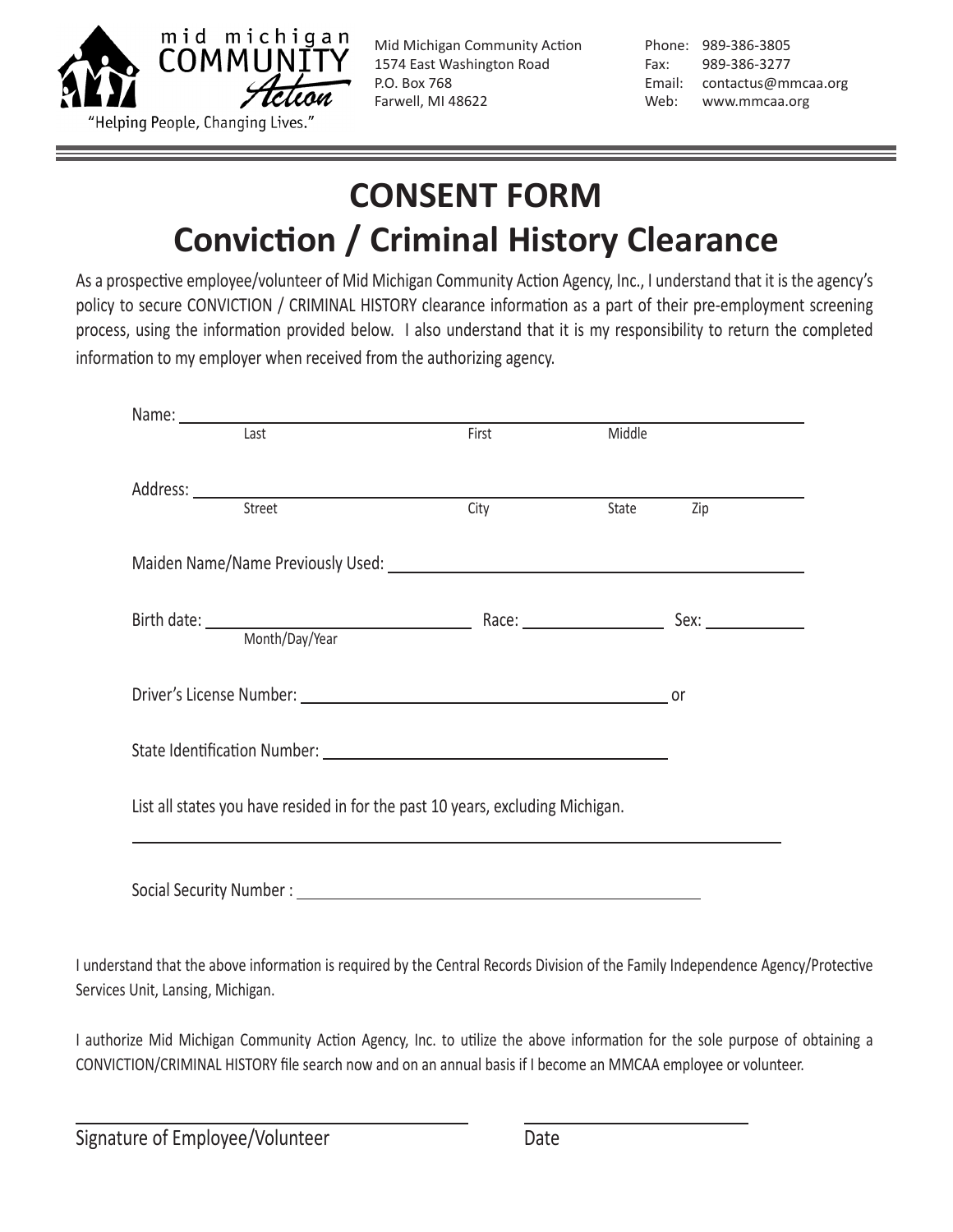mid michigan COMMUNITY Action

"Helping People, Changing Lives."

Mid Michigan Community Action
1574 East Washington Road
P.O. Box 768
Farwell, MI 48622

Phone: 989-386-3805
Fax: 989-386-3277
Email: contactus@mmcaa.org
Web: www.mmcaa.org

# CONSENT FORM
# Conviction / Criminal History Clearance

As a prospective employee/volunteer of Mid Michigan Community Action Agency, Inc., I understand that it is the agency's policy to secure CONVICTION / CRIMINAL HISTORY clearance information as a part of their pre-employment screening process, using the information provided below. I also understand that it is my responsibility to return the completed information to my employer when received from the authorizing agency.

Name: ______________________________________________
Last First Middle

Address: ______________________________________________
Street City State Zip

Maiden Name/Name Previously Used: ______________________________

Birth date: ____________________ Race: ____________ Sex: __________
Month/Day/Year

Driver's License Number: ______________________________ or

State Identification Number: ______________________________

List all states you have resided in for the past 10 years, excluding Michigan.

______________________________________________

Social Security Number : ______________________________

I understand that the above information is required by the Central Records Division of the Family Independence Agency/Protective Services Unit, Lansing, Michigan.

I authorize Mid Michigan Community Action Agency, Inc. to utilize the above information for the sole purpose of obtaining a CONVICTION/CRIMINAL HISTORY file search now and on an annual basis if I become an MMCAA employee or volunteer.

______________________________ ____________________
Signature of Employee/Volunteer Date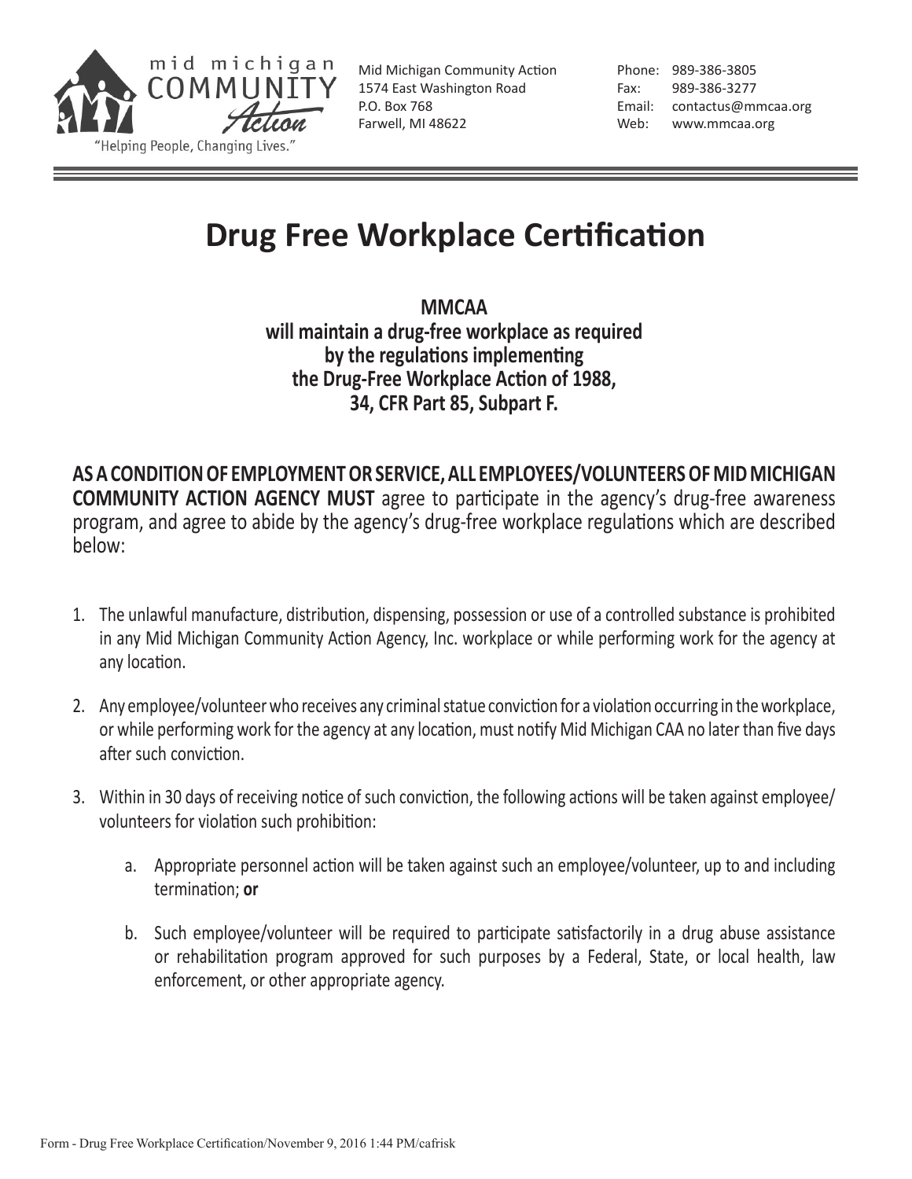mid michigan COMMUNITY Action

"Helping People, Changing Lives."

Mid Michigan Community Action
1574 East Washington Road
P.O. Box 768
Farwell, MI 48622

Phone: 989-386-3805
Fax: 989-386-3277
Email: contactus@mmcaa.org
Web: www.mmcaa.org

# Drug Free Workplace Certification

**MMCAA**
**will maintain a drug-free workplace as required**
**by the regulations implementing**
**the Drug-Free Workplace Action of 1988,**
**34, CFR Part 85, Subpart F.**

**AS A CONDITION OF EMPLOYMENT OR SERVICE, ALL EMPLOYEES/VOLUNTEERS OF MID MICHIGAN COMMUNITY ACTION AGENCY MUST** agree to participate in the agency's drug-free awareness program, and agree to abide by the agency's drug-free workplace regulations which are described below:

1. The unlawful manufacture, distribution, dispensing, possession or use of a controlled substance is prohibited in any Mid Michigan Community Action Agency, Inc. workplace or while performing work for the agency at any location.

2. Any employee/volunteer who receives any criminal statue conviction for a violation occurring in the workplace, or while performing work for the agency at any location, must notify Mid Michigan CAA no later than five days after such conviction.

3. Within in 30 days of receiving notice of such conviction, the following actions will be taken against employee/volunteers for violation such prohibition:

   a. Appropriate personnel action will be taken against such an employee/volunteer, up to and including termination; **or**

   b. Such employee/volunteer will be required to participate satisfactorily in a drug abuse assistance or rehabilitation program approved for such purposes by a Federal, State, or local health, law enforcement, or other appropriate agency.

Form - Drug Free Workplace Certification/November 9, 2016 1:44 PM/cafrisk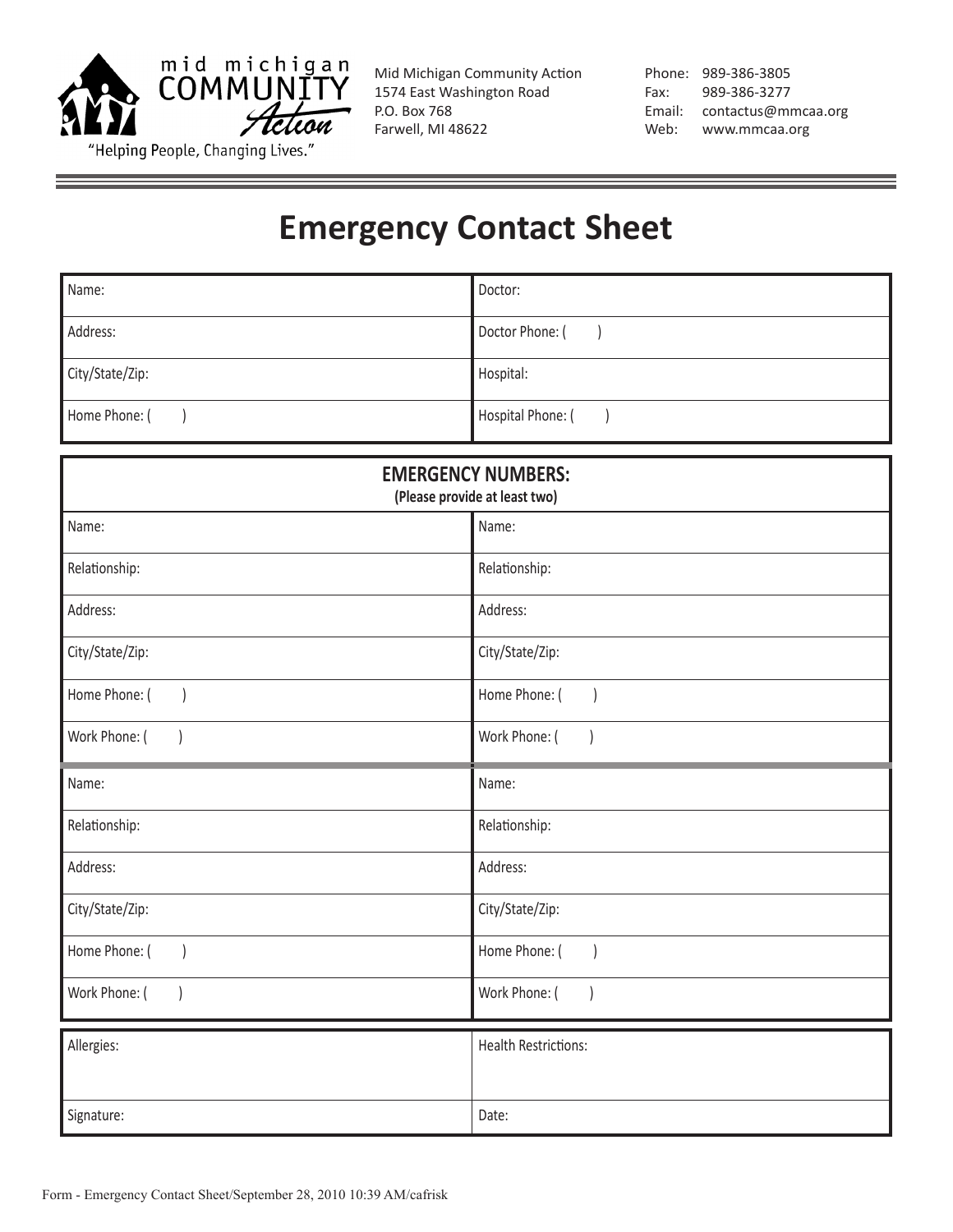mid michigan COMMUNITY Action

"Helping People, Changing Lives."

Mid Michigan Community Action
1574 East Washington Road
P.O. Box 768
Farwell, MI 48622

Phone: 989-386-3805
Fax: 989-386-3277
Email: contactus@mmcaa.org
Web: www.mmcaa.org

# Emergency Contact Sheet

| | |
|---|---|
| Name: | Doctor: |
| Address: | Doctor Phone: ( ) |
| City/State/Zip: | Hospital: |
| Home Phone: ( ) | Hospital Phone: ( ) |

| **EMERGENCY NUMBERS:** **(Please provide at least two)** | |
|---|---|
| Name: | Name: |
| Relationship: | Relationship: |
| Address: | Address: |
| City/State/Zip: | City/State/Zip: |
| Home Phone: ( ) | Home Phone: ( ) |
| Work Phone: ( ) | Work Phone: ( ) |
| Name: | Name: |
| Relationship: | Relationship: |
| Address: | Address: |
| City/State/Zip: | City/State/Zip: |
| Home Phone: ( ) | Home Phone: ( ) |
| Work Phone: ( ) | Work Phone: ( ) |

| | |
|---|---|
| Allergies: | Health Restrictions: |
| Signature: | Date: |

Form - Emergency Contact Sheet/September 28, 2010 10:39 AM/cafrisk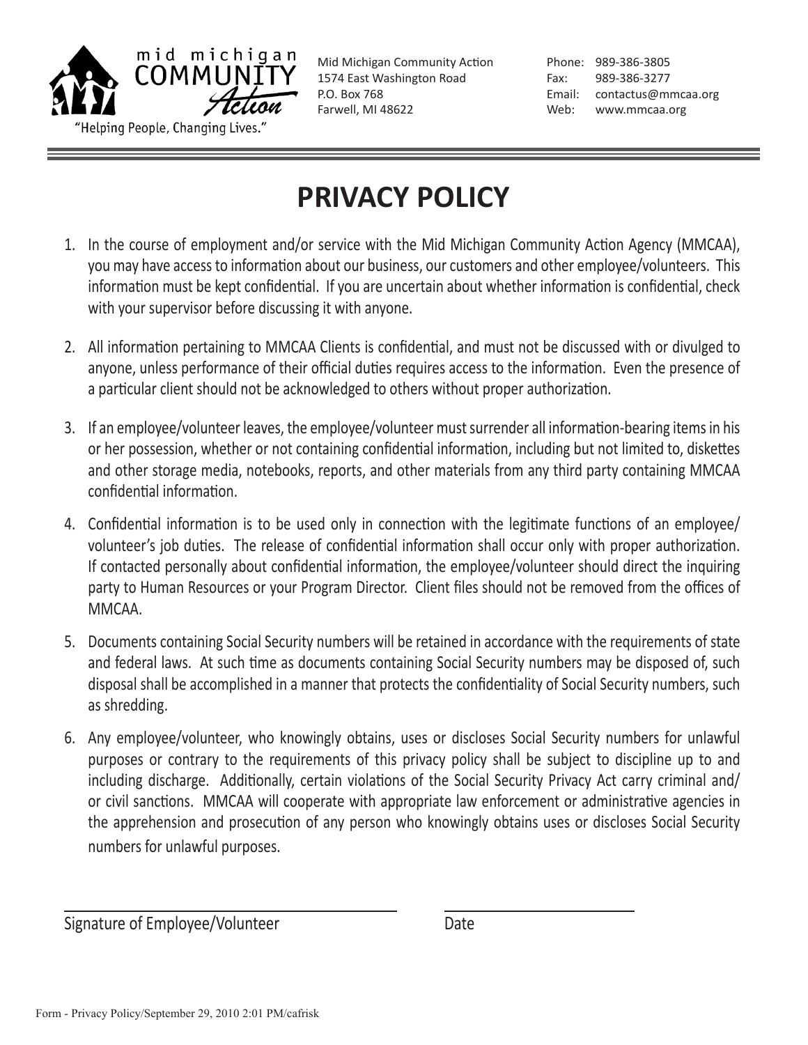mid michigan COMMUNITY Action

"Helping People, Changing Lives."

Mid Michigan Community Action
1574 East Washington Road
P.O. Box 768
Farwell, MI 48622

Phone: 989-386-3805
Fax: 989-386-3277
Email: contactus@mmcaa.org
Web: www.mmcaa.org

# PRIVACY POLICY

1. In the course of employment and/or service with the Mid Michigan Community Action Agency (MMCAA), you may have access to information about our business, our customers and other employee/volunteers. This information must be kept confidential. If you are uncertain about whether information is confidential, check with your supervisor before discussing it with anyone.

2. All information pertaining to MMCAA Clients is confidential, and must not be discussed with or divulged to anyone, unless performance of their official duties requires access to the information. Even the presence of a particular client should not be acknowledged to others without proper authorization.

3. If an employee/volunteer leaves, the employee/volunteer must surrender all information-bearing items in his or her possession, whether or not containing confidential information, including but not limited to, diskettes and other storage media, notebooks, reports, and other materials from any third party containing MMCAA confidential information.

4. Confidential information is to be used only in connection with the legitimate functions of an employee/volunteer's job duties. The release of confidential information shall occur only with proper authorization. If contacted personally about confidential information, the employee/volunteer should direct the inquiring party to Human Resources or your Program Director. Client files should not be removed from the offices of MMCAA.

5. Documents containing Social Security numbers will be retained in accordance with the requirements of state and federal laws. At such time as documents containing Social Security numbers may be disposed of, such disposal shall be accomplished in a manner that protects the confidentiality of Social Security numbers, such as shredding.

6. Any employee/volunteer, who knowingly obtains, uses or discloses Social Security numbers for unlawful purposes or contrary to the requirements of this privacy policy shall be subject to discipline up to and including discharge. Additionally, certain violations of the Social Security Privacy Act carry criminal and/or civil sanctions. MMCAA will cooperate with appropriate law enforcement or administrative agencies in the apprehension and prosecution of any person who knowingly obtains uses or discloses Social Security numbers for unlawful purposes.

\_\_\_\_\_\_\_\_\_\_\_\_\_\_\_\_\_\_\_\_\_\_\_\_\_\_\_\_\_\_ \_\_\_\_\_\_\_\_\_\_\_\_\_\_\_\_\_\_\_\_

Signature of Employee/Volunteer Date

Form - Privacy Policy/September 29, 2010 2:01 PM/cafrisk